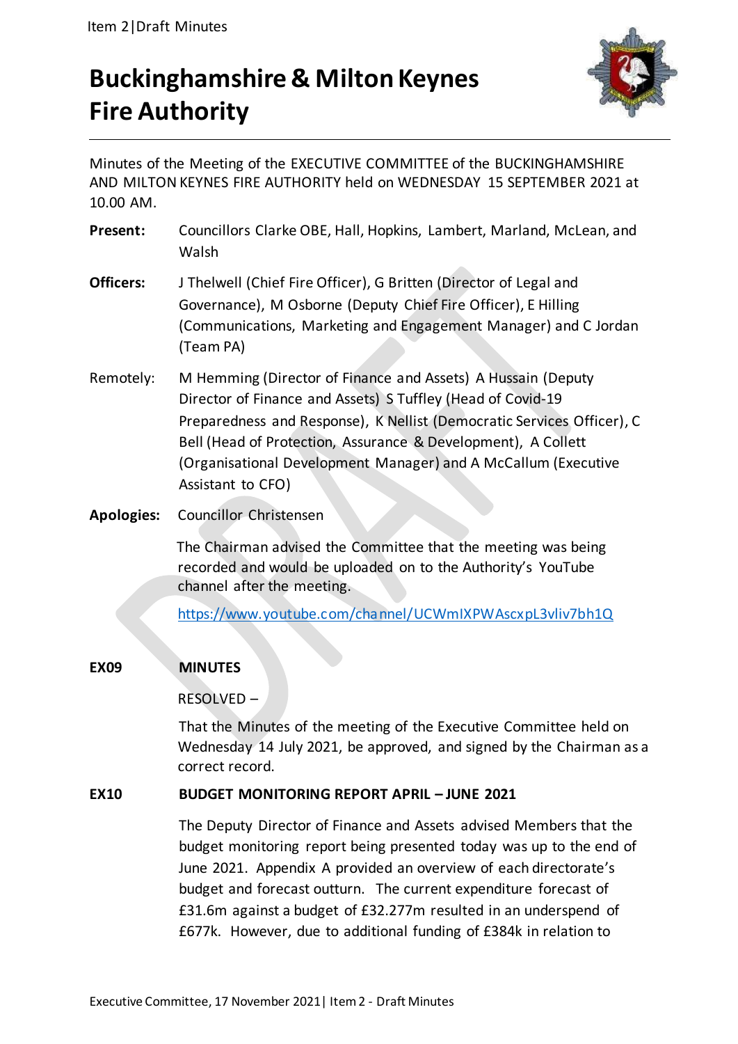# Buckinghamshire & Milton Keynes Fire Authority

Minutes of the Meeting of the EXECUTIVE COMMITTEE of the BUCKINGHAMSHIRE AND MILTON KEYNES FIRE AUTHORITY held on WEDNESDAY 15 SEPTEMBER 2021 at 10.00 AM.

**Present:** Councillors Clarke OBE, Hall, Hopkins, Lambert, Marland, McLean, and Walsh

**Officers:** J Thelwell (Chief Fire Officer), G Britten (Director of Legal and Governance), M Osborne (Deputy Chief Fire Officer), E Hilling (Communications, Marketing and Engagement Manager) and C Jordan (Team PA)

Remotely: M Hemming (Director of Finance and Assets) A Hussain (Deputy Director of Finance and Assets) S Tuffley (Head of Covid-19 Preparedness and Response), K Nellist (Democratic Services Officer), C Bell (Head of Protection, Assurance & Development), A Collett (Organisational Development Manager) and A McCallum (Executive Assistant to CFO)

**Apologies:** Councillor Christensen

The Chairman advised the Committee that the meeting was being recorded and would be uploaded on to the Authority's YouTube channel after the meeting.

https://www.youtube.com/channel/UCWmIXPWAscxpL3vliv7bh1Q

**EX09 MINUTES**

RESOLVED –

That the Minutes of the meeting of the Executive Committee held on Wednesday 14 July 2021, be approved, and signed by the Chairman as a correct record.

**EX10 BUDGET MONITORING REPORT APRIL – JUNE 2021**

The Deputy Director of Finance and Assets advised Members that the budget monitoring report being presented today was up to the end of June 2021. Appendix A provided an overview of each directorate's budget and forecast outturn. The current expenditure forecast of £31.6m against a budget of £32.277m resulted in an underspend of £677k. However, due to additional funding of £384k in relation to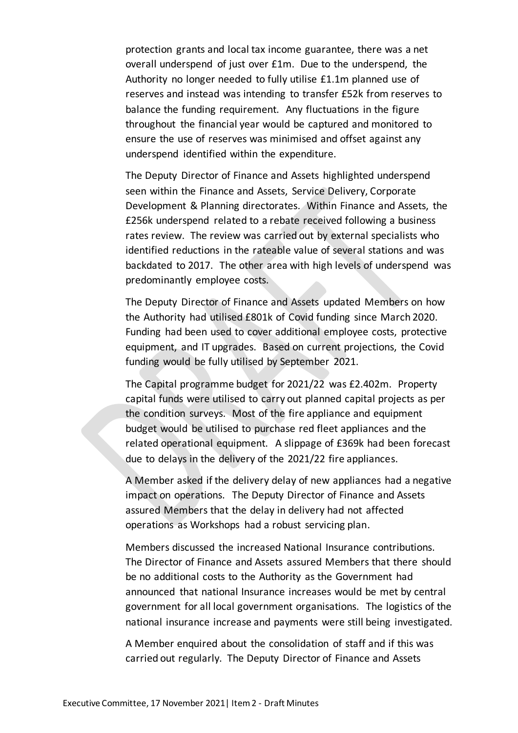protection grants and local tax income guarantee, there was a net overall underspend of just over £1m. Due to the underspend, the Authority no longer needed to fully utilise £1.1m planned use of reserves and instead was intending to transfer £52k from reserves to balance the funding requirement. Any fluctuations in the figure throughout the financial year would be captured and monitored to ensure the use of reserves was minimised and offset against any underspend identified within the expenditure.

The Deputy Director of Finance and Assets highlighted underspend seen within the Finance and Assets, Service Delivery, Corporate Development & Planning directorates. Within Finance and Assets, the £256k underspend related to a rebate received following a business rates review. The review was carried out by external specialists who identified reductions in the rateable value of several stations and was backdated to 2017. The other area with high levels of underspend was predominantly employee costs.

The Deputy Director of Finance and Assets updated Members on how the Authority had utilised £801k of Covid funding since March 2020. Funding had been used to cover additional employee costs, protective equipment, and IT upgrades. Based on current projections, the Covid funding would be fully utilised by September 2021.

The Capital programme budget for 2021/22 was £2.402m. Property capital funds were utilised to carry out planned capital projects as per the condition surveys. Most of the fire appliance and equipment budget would be utilised to purchase red fleet appliances and the related operational equipment. A slippage of £369k had been forecast due to delays in the delivery of the 2021/22 fire appliances.

A Member asked if the delivery delay of new appliances had a negative impact on operations. The Deputy Director of Finance and Assets assured Members that the delay in delivery had not affected operations as Workshops had a robust servicing plan.

Members discussed the increased National Insurance contributions. The Director of Finance and Assets assured Members that there should be no additional costs to the Authority as the Government had announced that national Insurance increases would be met by central government for all local government organisations. The logistics of the national insurance increase and payments were still being investigated.

A Member enquired about the consolidation of staff and if this was carried out regularly. The Deputy Director of Finance and Assets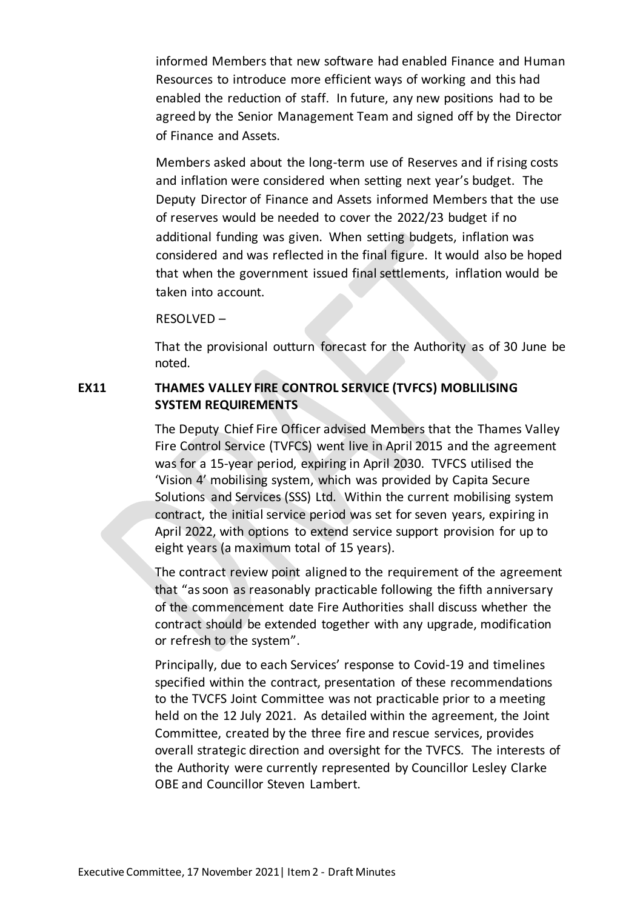informed Members that new software had enabled Finance and Human Resources to introduce more efficient ways of working and this had enabled the reduction of staff. In future, any new positions had to be agreed by the Senior Management Team and signed off by the Director of Finance and Assets.

Members asked about the long-term use of Reserves and if rising costs and inflation were considered when setting next year's budget. The Deputy Director of Finance and Assets informed Members that the use of reserves would be needed to cover the 2022/23 budget if no additional funding was given. When setting budgets, inflation was considered and was reflected in the final figure. It would also be hoped that when the government issued final settlements, inflation would be taken into account.

RESOLVED –

That the provisional outturn forecast for the Authority as of 30 June be noted.

**EX11 THAMES VALLEY FIRE CONTROL SERVICE (TVFCS) MOBLILISING SYSTEM REQUIREMENTS**

The Deputy Chief Fire Officer advised Members that the Thames Valley Fire Control Service (TVFCS) went live in April 2015 and the agreement was for a 15-year period, expiring in April 2030. TVFCS utilised the 'Vision 4' mobilising system, which was provided by Capita Secure Solutions and Services (SSS) Ltd. Within the current mobilising system contract, the initial service period was set for seven years, expiring in April 2022, with options to extend service support provision for up to eight years (a maximum total of 15 years).

The contract review point aligned to the requirement of the agreement that "as soon as reasonably practicable following the fifth anniversary of the commencement date Fire Authorities shall discuss whether the contract should be extended together with any upgrade, modification or refresh to the system".

Principally, due to each Services' response to Covid-19 and timelines specified within the contract, presentation of these recommendations to the TVCFS Joint Committee was not practicable prior to a meeting held on the 12 July 2021. As detailed within the agreement, the Joint Committee, created by the three fire and rescue services, provides overall strategic direction and oversight for the TVFCS. The interests of the Authority were currently represented by Councillor Lesley Clarke OBE and Councillor Steven Lambert.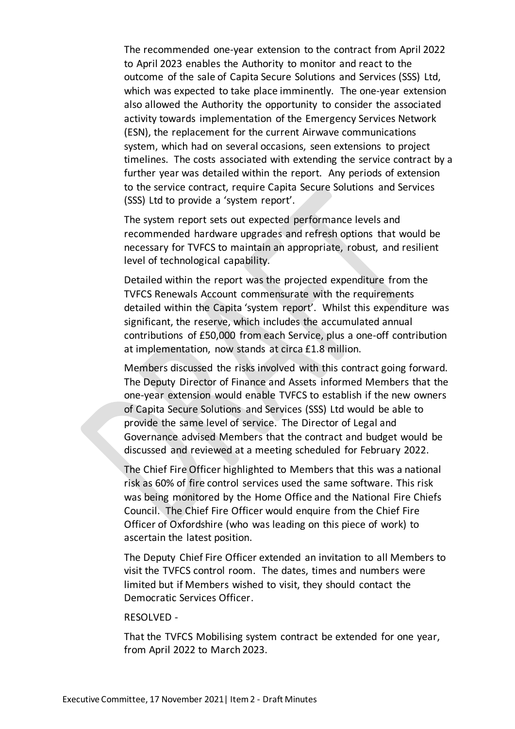The recommended one-year extension to the contract from April 2022 to April 2023 enables the Authority to monitor and react to the outcome of the sale of Capita Secure Solutions and Services (SSS) Ltd, which was expected to take place imminently. The one-year extension also allowed the Authority the opportunity to consider the associated activity towards implementation of the Emergency Services Network (ESN), the replacement for the current Airwave communications system, which had on several occasions, seen extensions to project timelines. The costs associated with extending the service contract by a further year was detailed within the report. Any periods of extension to the service contract, require Capita Secure Solutions and Services (SSS) Ltd to provide a 'system report'.

The system report sets out expected performance levels and recommended hardware upgrades and refresh options that would be necessary for TVFCS to maintain an appropriate, robust, and resilient level of technological capability.

Detailed within the report was the projected expenditure from the TVFCS Renewals Account commensurate with the requirements detailed within the Capita 'system report'. Whilst this expenditure was significant, the reserve, which includes the accumulated annual contributions of £50,000 from each Service, plus a one-off contribution at implementation, now stands at circa £1.8 million.

Members discussed the risks involved with this contract going forward. The Deputy Director of Finance and Assets informed Members that the one-year extension would enable TVFCS to establish if the new owners of Capita Secure Solutions and Services (SSS) Ltd would be able to provide the same level of service. The Director of Legal and Governance advised Members that the contract and budget would be discussed and reviewed at a meeting scheduled for February 2022.

The Chief Fire Officer highlighted to Members that this was a national risk as 60% of fire control services used the same software. This risk was being monitored by the Home Office and the National Fire Chiefs Council. The Chief Fire Officer would enquire from the Chief Fire Officer of Oxfordshire (who was leading on this piece of work) to ascertain the latest position.

The Deputy Chief Fire Officer extended an invitation to all Members to visit the TVFCS control room. The dates, times and numbers were limited but if Members wished to visit, they should contact the Democratic Services Officer.

RESOLVED -

That the TVFCS Mobilising system contract be extended for one year, from April 2022 to March 2023.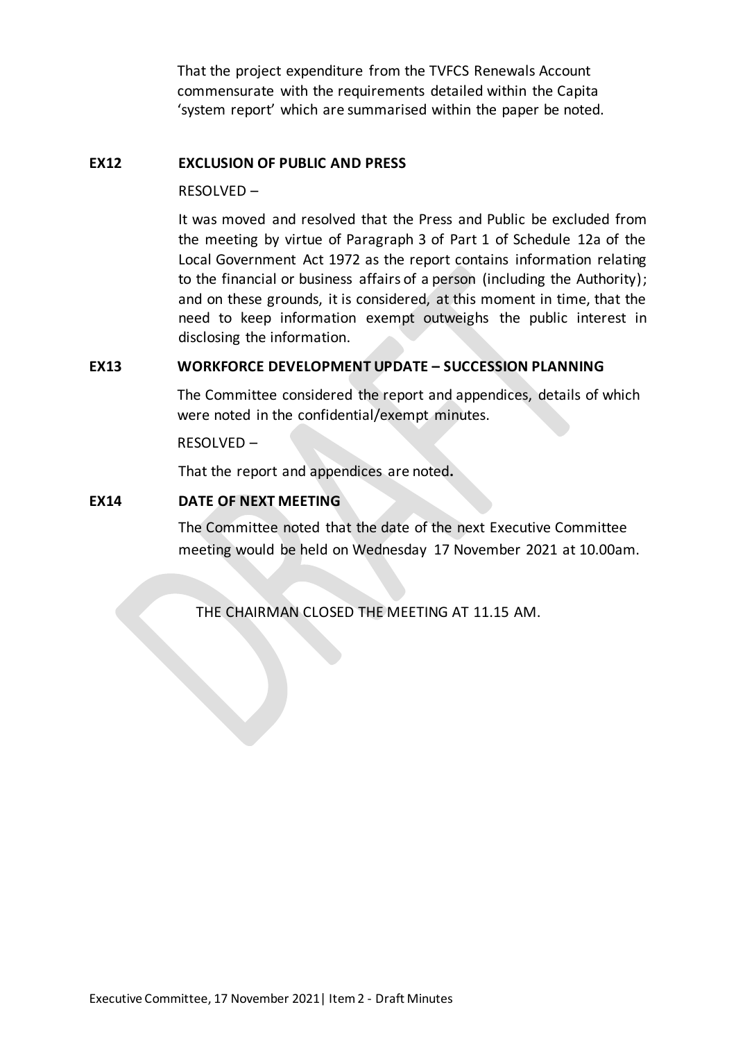That the project expenditure from the TVFCS Renewals Account commensurate with the requirements detailed within the Capita 'system report' which are summarised within the paper be noted.

**EX12 EXCLUSION OF PUBLIC AND PRESS**

RESOLVED –

It was moved and resolved that the Press and Public be excluded from the meeting by virtue of Paragraph 3 of Part 1 of Schedule 12a of the Local Government Act 1972 as the report contains information relating to the financial or business affairs of a person (including the Authority); and on these grounds, it is considered, at this moment in time, that the need to keep information exempt outweighs the public interest in disclosing the information.

**EX13 WORKFORCE DEVELOPMENT UPDATE – SUCCESSION PLANNING**

The Committee considered the report and appendices, details of which were noted in the confidential/exempt minutes.

RESOLVED –

That the report and appendices are noted**.**

**EX14 DATE OF NEXT MEETING**

The Committee noted that the date of the next Executive Committee meeting would be held on Wednesday 17 November 2021 at 10.00am.

THE CHAIRMAN CLOSED THE MEETING AT 11.15 AM.